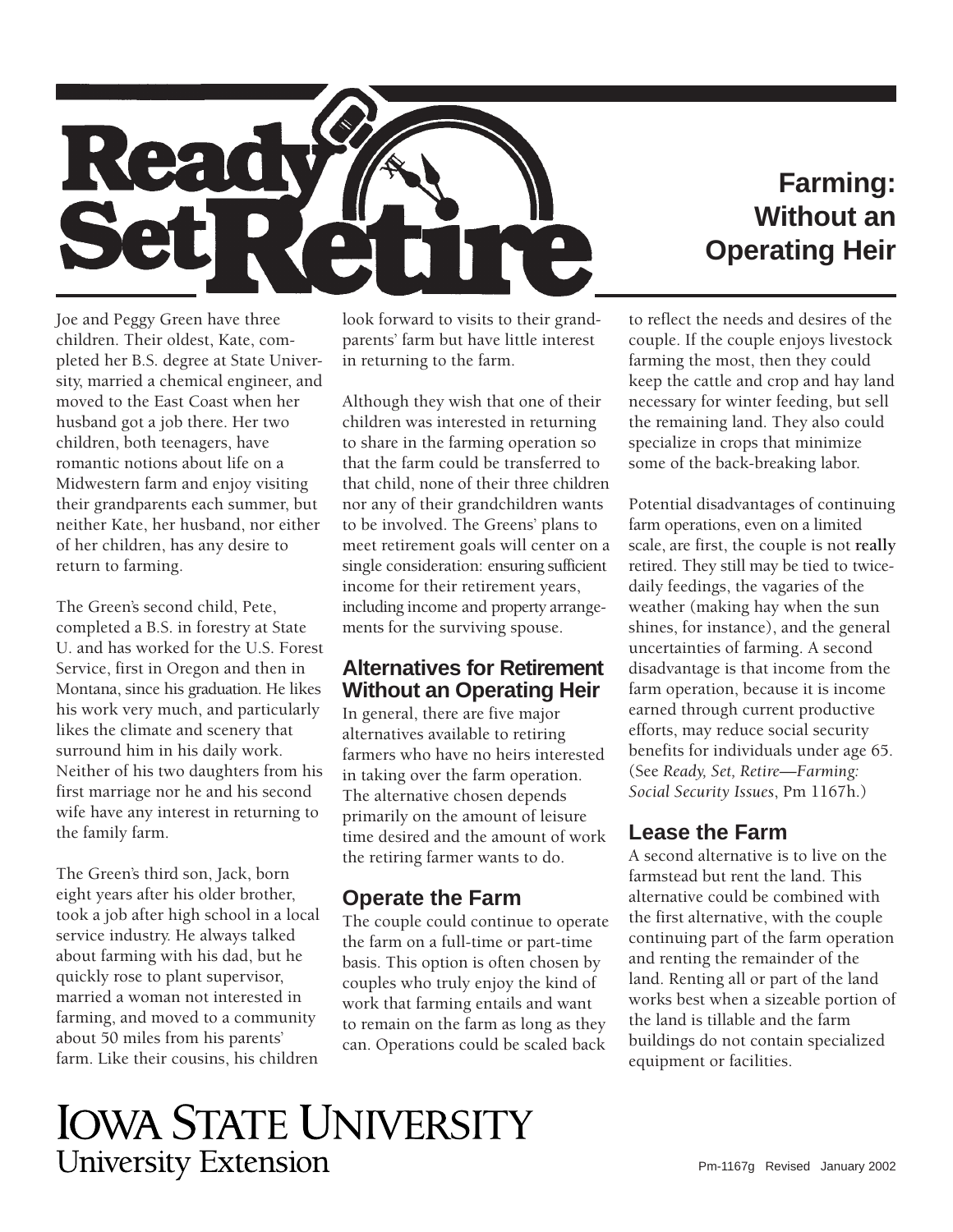# Ready Set Retire

# Farming: Without an Operating Heir

Joe and Peggy Green have three children. Their oldest, Kate, completed her B.S. degree at State University, married a chemical engineer, and moved to the East Coast when her husband got a job there. Her two children, both teenagers, have romantic notions about life on a Midwestern farm and enjoy visiting their grandparents each summer, but neither Kate, her husband, nor either of her children, has any desire to return to farming.

The Green's second child, Pete, completed a B.S. in forestry at State U. and has worked for the U.S. Forest Service, first in Oregon and then in Montana, since his graduation. He likes his work very much, and particularly likes the climate and scenery that surround him in his daily work. Neither of his two daughters from his first marriage nor he and his second wife have any interest in returning to the family farm.

The Green's third son, Jack, born eight years after his older brother, took a job after high school in a local service industry. He always talked about farming with his dad, but he quickly rose to plant supervisor, married a woman not interested in farming, and moved to a community about 50 miles from his parents' farm. Like their cousins, his children look forward to visits to their grandparents' farm but have little interest in returning to the farm.

Although they wish that one of their children was interested in returning to share in the farming operation so that the farm could be transferred to that child, none of their three children nor any of their grandchildren wants to be involved. The Greens' plans to meet retirement goals will center on a single consideration: ensuring sufficient income for their retirement years, including income and property arrangements for the surviving spouse.

## Alternatives for Retirement Without an Operating Heir

In general, there are five major alternatives available to retiring farmers who have no heirs interested in taking over the farm operation. The alternative chosen depends primarily on the amount of leisure time desired and the amount of work the retiring farmer wants to do.

## Operate the Farm

The couple could continue to operate the farm on a full-time or part-time basis. This option is often chosen by couples who truly enjoy the kind of work that farming entails and want to remain on the farm as long as they can. Operations could be scaled back to reflect the needs and desires of the couple. If the couple enjoys livestock farming the most, then they could keep the cattle and crop and hay land necessary for winter feeding, but sell the remaining land. They also could specialize in crops that minimize some of the back-breaking labor.

Potential disadvantages of continuing farm operations, even on a limited scale, are first, the couple is not **really** retired. They still may be tied to twice-daily feedings, the vagaries of the weather (making hay when the sun shines, for instance), and the general uncertainties of farming. A second disadvantage is that income from the farm operation, because it is income earned through current productive efforts, may reduce social security benefits for individuals under age 65. (See *Ready, Set, Retire—Farming: Social Security Issues*, Pm 1167h.)

## Lease the Farm

A second alternative is to live on the farmstead but rent the land. This alternative could be combined with the first alternative, with the couple continuing part of the farm operation and renting the remainder of the land. Renting all or part of the land works best when a sizeable portion of the land is tillable and the farm buildings do not contain specialized equipment or facilities.

IOWA STATE UNIVERSITY
University Extension

Pm-1167g Revised January 2002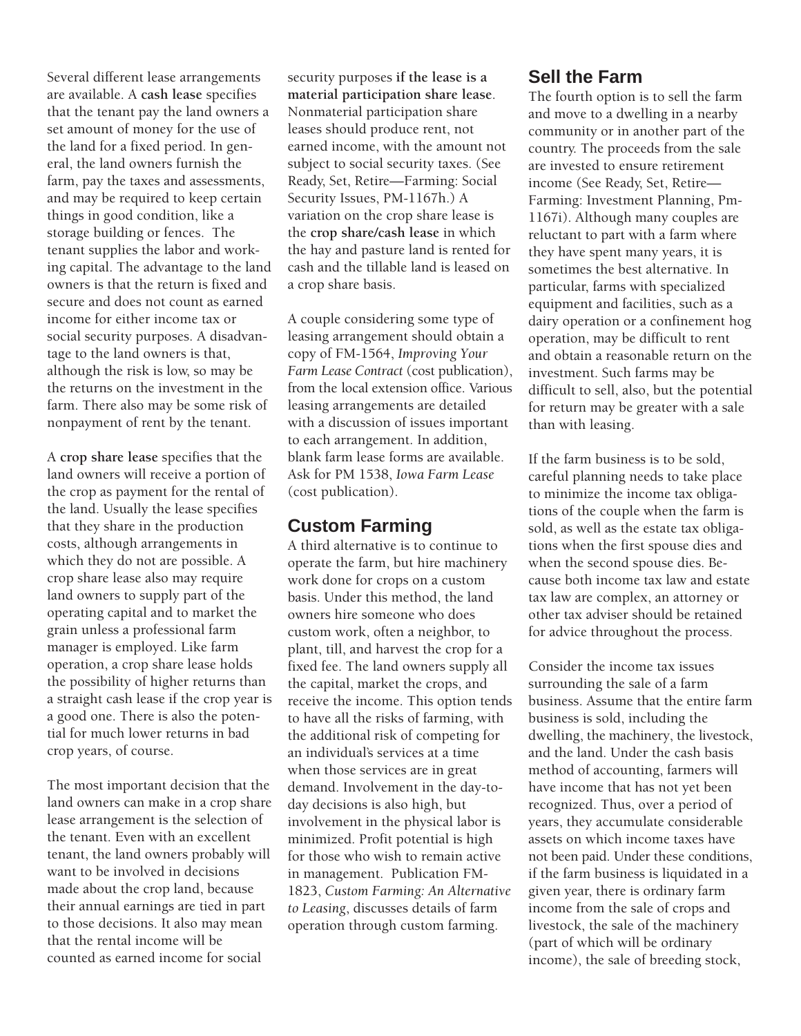Several different lease arrangements are available. A **cash lease** specifies that the tenant pay the land owners a set amount of money for the use of the land for a fixed period. In general, the land owners furnish the farm, pay the taxes and assessments, and may be required to keep certain things in good condition, like a storage building or fences. The tenant supplies the labor and working capital. The advantage to the land owners is that the return is fixed and secure and does not count as earned income for either income tax or social security purposes. A disadvantage to the land owners is that, although the risk is low, so may be the returns on the investment in the farm. There also may be some risk of nonpayment of rent by the tenant.

A **crop share lease** specifies that the land owners will receive a portion of the crop as payment for the rental of the land. Usually the lease specifies that they share in the production costs, although arrangements in which they do not are possible. A crop share lease also may require land owners to supply part of the operating capital and to market the grain unless a professional farm manager is employed. Like farm operation, a crop share lease holds the possibility of higher returns than a straight cash lease if the crop year is a good one. There is also the potential for much lower returns in bad crop years, of course.

The most important decision that the land owners can make in a crop share lease arrangement is the selection of the tenant. Even with an excellent tenant, the land owners probably will want to be involved in decisions made about the crop land, because their annual earnings are tied in part to those decisions. It also may mean that the rental income will be counted as earned income for social security purposes **if the lease is a material participation share lease**. Nonmaterial participation share leases should produce rent, not earned income, with the amount not subject to social security taxes. (See Ready, Set, Retire—Farming: Social Security Issues, PM-1167h.) A variation on the crop share lease is the **crop share/cash lease** in which the hay and pasture land is rented for cash and the tillable land is leased on a crop share basis.

A couple considering some type of leasing arrangement should obtain a copy of FM-1564, *Improving Your Farm Lease Contract* (cost publication), from the local extension office. Various leasing arrangements are detailed with a discussion of issues important to each arrangement. In addition, blank farm lease forms are available. Ask for PM 1538, *Iowa Farm Lease* (cost publication).

## Custom Farming

A third alternative is to continue to operate the farm, but hire machinery work done for crops on a custom basis. Under this method, the land owners hire someone who does custom work, often a neighbor, to plant, till, and harvest the crop for a fixed fee. The land owners supply all the capital, market the crops, and receive the income. This option tends to have all the risks of farming, with the additional risk of competing for an individual's services at a time when those services are in great demand. Involvement in the day-to-day decisions is also high, but involvement in the physical labor is minimized. Profit potential is high for those who wish to remain active in management. Publication FM-1823, *Custom Farming: An Alternative to Leasing*, discusses details of farm operation through custom farming.

## Sell the Farm

The fourth option is to sell the farm and move to a dwelling in a nearby community or in another part of the country. The proceeds from the sale are invested to ensure retirement income (See Ready, Set, Retire—Farming: Investment Planning, Pm-1167i). Although many couples are reluctant to part with a farm where they have spent many years, it is sometimes the best alternative. In particular, farms with specialized equipment and facilities, such as a dairy operation or a confinement hog operation, may be difficult to rent and obtain a reasonable return on the investment. Such farms may be difficult to sell, also, but the potential for return may be greater with a sale than with leasing.

If the farm business is to be sold, careful planning needs to take place to minimize the income tax obligations of the couple when the farm is sold, as well as the estate tax obligations when the first spouse dies and when the second spouse dies. Because both income tax law and estate tax law are complex, an attorney or other tax adviser should be retained for advice throughout the process.

Consider the income tax issues surrounding the sale of a farm business. Assume that the entire farm business is sold, including the dwelling, the machinery, the livestock, and the land. Under the cash basis method of accounting, farmers will have income that has not yet been recognized. Thus, over a period of years, they accumulate considerable assets on which income taxes have not been paid. Under these conditions, if the farm business is liquidated in a given year, there is ordinary farm income from the sale of crops and livestock, the sale of the machinery (part of which will be ordinary income), the sale of breeding stock,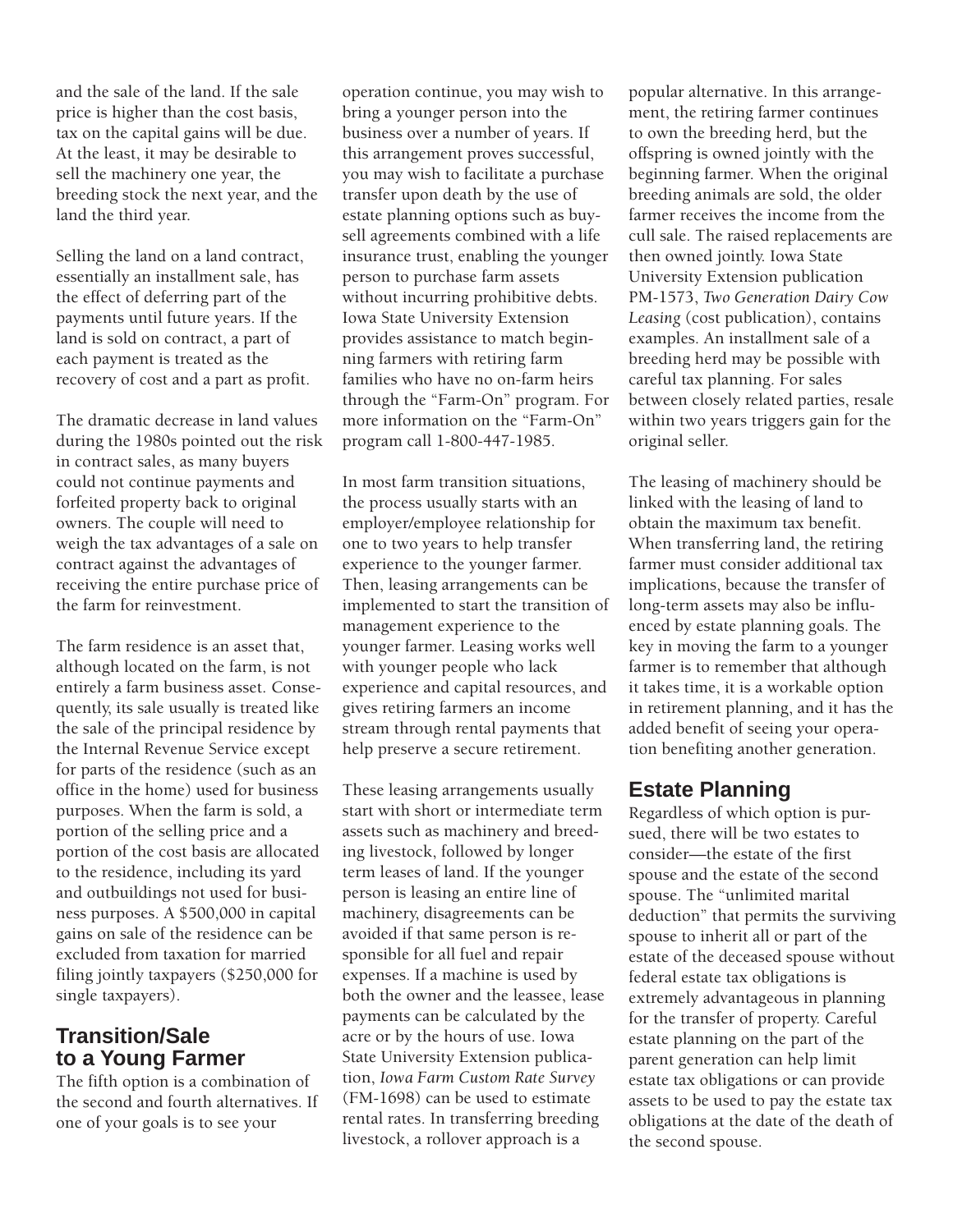and the sale of the land. If the sale price is higher than the cost basis, tax on the capital gains will be due. At the least, it may be desirable to sell the machinery one year, the breeding stock the next year, and the land the third year.

Selling the land on a land contract, essentially an installment sale, has the effect of deferring part of the payments until future years. If the land is sold on contract, a part of each payment is treated as the recovery of cost and a part as profit.

The dramatic decrease in land values during the 1980s pointed out the risk in contract sales, as many buyers could not continue payments and forfeited property back to original owners. The couple will need to weigh the tax advantages of a sale on contract against the advantages of receiving the entire purchase price of the farm for reinvestment.

The farm residence is an asset that, although located on the farm, is not entirely a farm business asset. Consequently, its sale usually is treated like the sale of the principal residence by the Internal Revenue Service except for parts of the residence (such as an office in the home) used for business purposes. When the farm is sold, a portion of the selling price and a portion of the cost basis are allocated to the residence, including its yard and outbuildings not used for business purposes. A $500,000 in capital gains on sale of the residence can be excluded from taxation for married filing jointly taxpayers ($250,000 for single taxpayers).

## Transition/Sale to a Young Farmer

The fifth option is a combination of the second and fourth alternatives. If one of your goals is to see your operation continue, you may wish to bring a younger person into the business over a number of years. If this arrangement proves successful, you may wish to facilitate a purchase transfer upon death by the use of estate planning options such as buy-sell agreements combined with a life insurance trust, enabling the younger person to purchase farm assets without incurring prohibitive debts. Iowa State University Extension provides assistance to match beginning farmers with retiring farm families who have no on-farm heirs through the "Farm-On" program. For more information on the "Farm-On" program call 1-800-447-1985.

In most farm transition situations, the process usually starts with an employer/employee relationship for one to two years to help transfer experience to the younger farmer. Then, leasing arrangements can be implemented to start the transition of management experience to the younger farmer. Leasing works well with younger people who lack experience and capital resources, and gives retiring farmers an income stream through rental payments that help preserve a secure retirement.

These leasing arrangements usually start with short or intermediate term assets such as machinery and breeding livestock, followed by longer term leases of land. If the younger person is leasing an entire line of machinery, disagreements can be avoided if that same person is responsible for all fuel and repair expenses. If a machine is used by both the owner and the leassee, lease payments can be calculated by the acre or by the hours of use. Iowa State University Extension publication, *Iowa Farm Custom Rate Survey* (FM-1698) can be used to estimate rental rates. In transferring breeding livestock, a rollover approach is a popular alternative. In this arrangement, the retiring farmer continues to own the breeding herd, but the offspring is owned jointly with the beginning farmer. When the original breeding animals are sold, the older farmer receives the income from the cull sale. The raised replacements are then owned jointly. Iowa State University Extension publication PM-1573, *Two Generation Dairy Cow Leasing* (cost publication), contains examples. An installment sale of a breeding herd may be possible with careful tax planning. For sales between closely related parties, resale within two years triggers gain for the original seller.

The leasing of machinery should be linked with the leasing of land to obtain the maximum tax benefit. When transferring land, the retiring farmer must consider additional tax implications, because the transfer of long-term assets may also be influenced by estate planning goals. The key in moving the farm to a younger farmer is to remember that although it takes time, it is a workable option in retirement planning, and it has the added benefit of seeing your operation benefiting another generation.

## Estate Planning

Regardless of which option is pursued, there will be two estates to consider—the estate of the first spouse and the estate of the second spouse. The "unlimited marital deduction" that permits the surviving spouse to inherit all or part of the estate of the deceased spouse without federal estate tax obligations is extremely advantageous in planning for the transfer of property. Careful estate planning on the part of the parent generation can help limit estate tax obligations or can provide assets to be used to pay the estate tax obligations at the date of the death of the second spouse.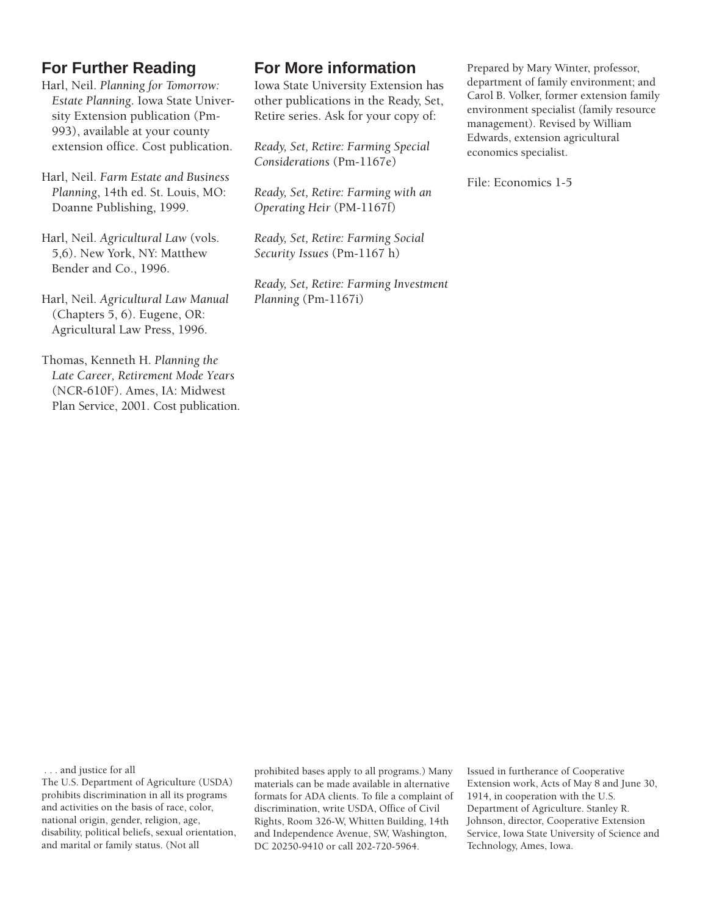## For Further Reading

Harl, Neil. *Planning for Tomorrow: Estate Planning*. Iowa State University Extension publication (Pm-993), available at your county extension office. Cost publication.

Harl, Neil. *Farm Estate and Business Planning*, 14th ed. St. Louis, MO: Doanne Publishing, 1999.

Harl, Neil. *Agricultural Law* (vols. 5,6). New York, NY: Matthew Bender and Co., 1996.

Harl, Neil. *Agricultural Law Manual* (Chapters 5, 6). Eugene, OR: Agricultural Law Press, 1996.

Thomas, Kenneth H. *Planning the Late Career, Retirement Mode Years* (NCR-610F). Ames, IA: Midwest Plan Service, 2001. Cost publication.

## For More information

Iowa State University Extension has other publications in the Ready, Set, Retire series. Ask for your copy of:

*Ready, Set, Retire: Farming Special Considerations* (Pm-1167e)

*Ready, Set, Retire: Farming with an Operating Heir* (PM-1167f)

*Ready, Set, Retire: Farming Social Security Issues* (Pm-1167 h)

*Ready, Set, Retire: Farming Investment Planning* (Pm-1167i)

Prepared by Mary Winter, professor, department of family environment; and Carol B. Volker, former extension family environment specialist (family resource management). Revised by William Edwards, extension agricultural economics specialist.

File: Economics 1-5

. . . and justice for all
The U.S. Department of Agriculture (USDA) prohibits discrimination in all its programs and activities on the basis of race, color, national origin, gender, religion, age, disability, political beliefs, sexual orientation, and marital or family status. (Not all prohibited bases apply to all programs.) Many materials can be made available in alternative formats for ADA clients. To file a complaint of discrimination, write USDA, Office of Civil Rights, Room 326-W, Whitten Building, 14th and Independence Avenue, SW, Washington, DC 20250-9410 or call 202-720-5964.

Issued in furtherance of Cooperative Extension work, Acts of May 8 and June 30, 1914, in cooperation with the U.S. Department of Agriculture. Stanley R. Johnson, director, Cooperative Extension Service, Iowa State University of Science and Technology, Ames, Iowa.